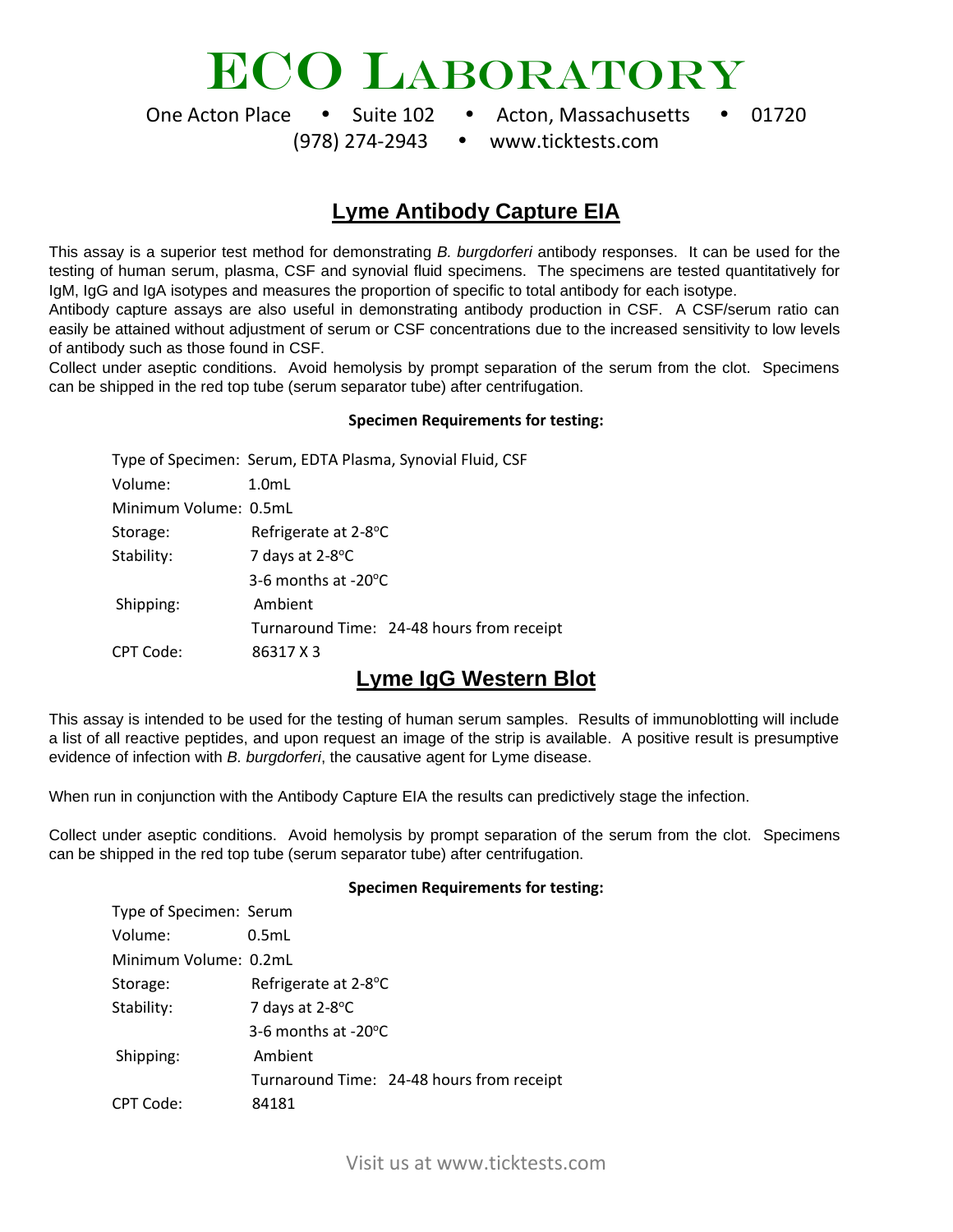# ECO Laboratory

One Acton Place • Suite 102 • Acton, Massachusetts • 01720
(978) 274-2943 • www.ticktests.com

## Lyme Antibody Capture EIA

This assay is a superior test method for demonstrating *B. burgdorferi* antibody responses. It can be used for the testing of human serum, plasma, CSF and synovial fluid specimens. The specimens are tested quantitatively for IgM, IgG and IgA isotypes and measures the proportion of specific to total antibody for each isotype.
Antibody capture assays are also useful in demonstrating antibody production in CSF. A CSF/serum ratio can easily be attained without adjustment of serum or CSF concentrations due to the increased sensitivity to low levels of antibody such as those found in CSF.
Collect under aseptic conditions. Avoid hemolysis by prompt separation of the serum from the clot. Specimens can be shipped in the red top tube (serum separator tube) after centrifugation.

**Specimen Requirements for testing:**

Type of Specimen: Serum, EDTA Plasma, Synovial Fluid, CSF
Volume: 1.0mL
Minimum Volume: 0.5mL
Storage: Refrigerate at 2-8°C
Stability: 7 days at 2-8°C
3-6 months at -20°C
Shipping: Ambient
Turnaround Time: 24-48 hours from receipt
CPT Code: 86317 X 3

## Lyme IgG Western Blot

This assay is intended to be used for the testing of human serum samples. Results of immunoblotting will include a list of all reactive peptides, and upon request an image of the strip is available. A positive result is presumptive evidence of infection with *B. burgdorferi*, the causative agent for Lyme disease.

When run in conjunction with the Antibody Capture EIA the results can predictively stage the infection.

Collect under aseptic conditions. Avoid hemolysis by prompt separation of the serum from the clot. Specimens can be shipped in the red top tube (serum separator tube) after centrifugation.

**Specimen Requirements for testing:**

Type of Specimen: Serum
Volume: 0.5mL
Minimum Volume: 0.2mL
Storage: Refrigerate at 2-8°C
Stability: 7 days at 2-8°C
3-6 months at -20°C
Shipping: Ambient
Turnaround Time: 24-48 hours from receipt
CPT Code: 84181

Visit us at www.ticktests.com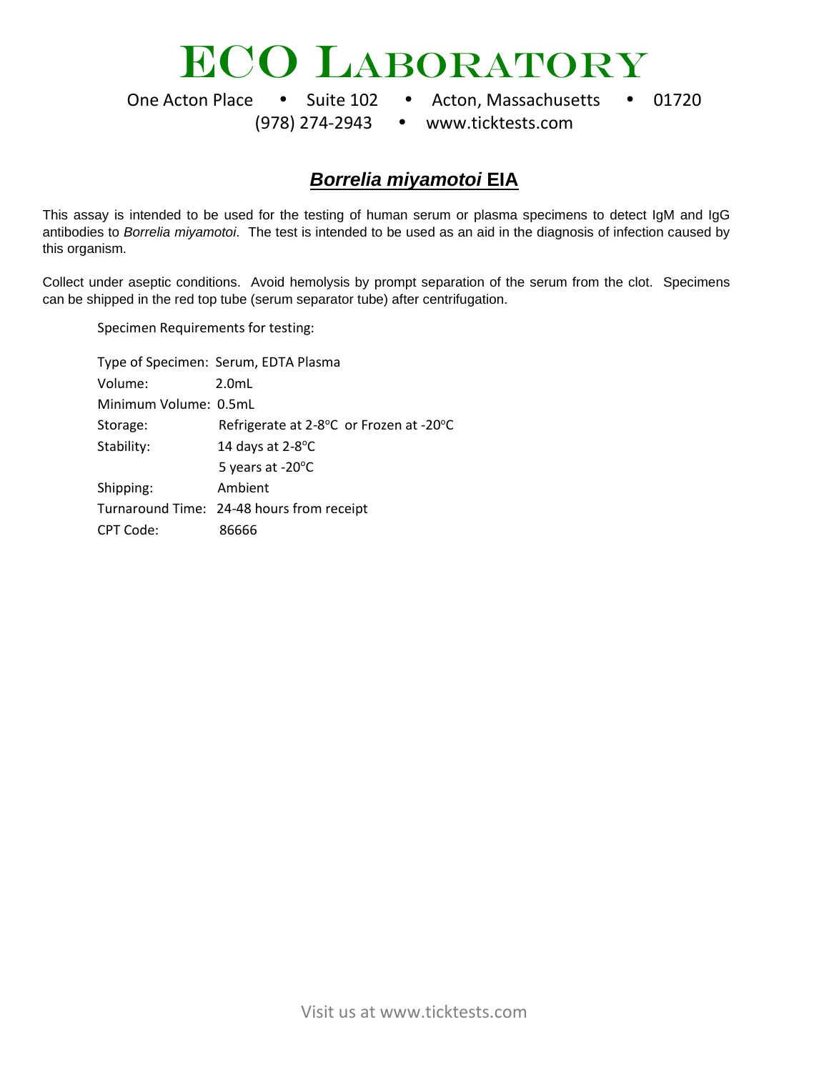# ECO Laboratory

One Acton Place • Suite 102 • Acton, Massachusetts • 01720
(978) 274-2943 • www.ticktests.com

## ***Borrelia miyamotoi*** **EIA**

This assay is intended to be used for the testing of human serum or plasma specimens to detect IgM and IgG antibodies to *Borrelia miyamotoi*. The test is intended to be used as an aid in the diagnosis of infection caused by this organism.

Collect under aseptic conditions. Avoid hemolysis by prompt separation of the serum from the clot. Specimens can be shipped in the red top tube (serum separator tube) after centrifugation.

Specimen Requirements for testing:

| | |
|---|---|
| Type of Specimen: | Serum, EDTA Plasma |
| Volume: | 2.0mL |
| Minimum Volume: | 0.5mL |
| Storage: | Refrigerate at 2-8°C or Frozen at -20°C |
| Stability: | 14 days at 2-8°C |
| | 5 years at -20°C |
| Shipping: | Ambient |
| Turnaround Time: | 24-48 hours from receipt |
| CPT Code: | 86666 |

Visit us at www.ticktests.com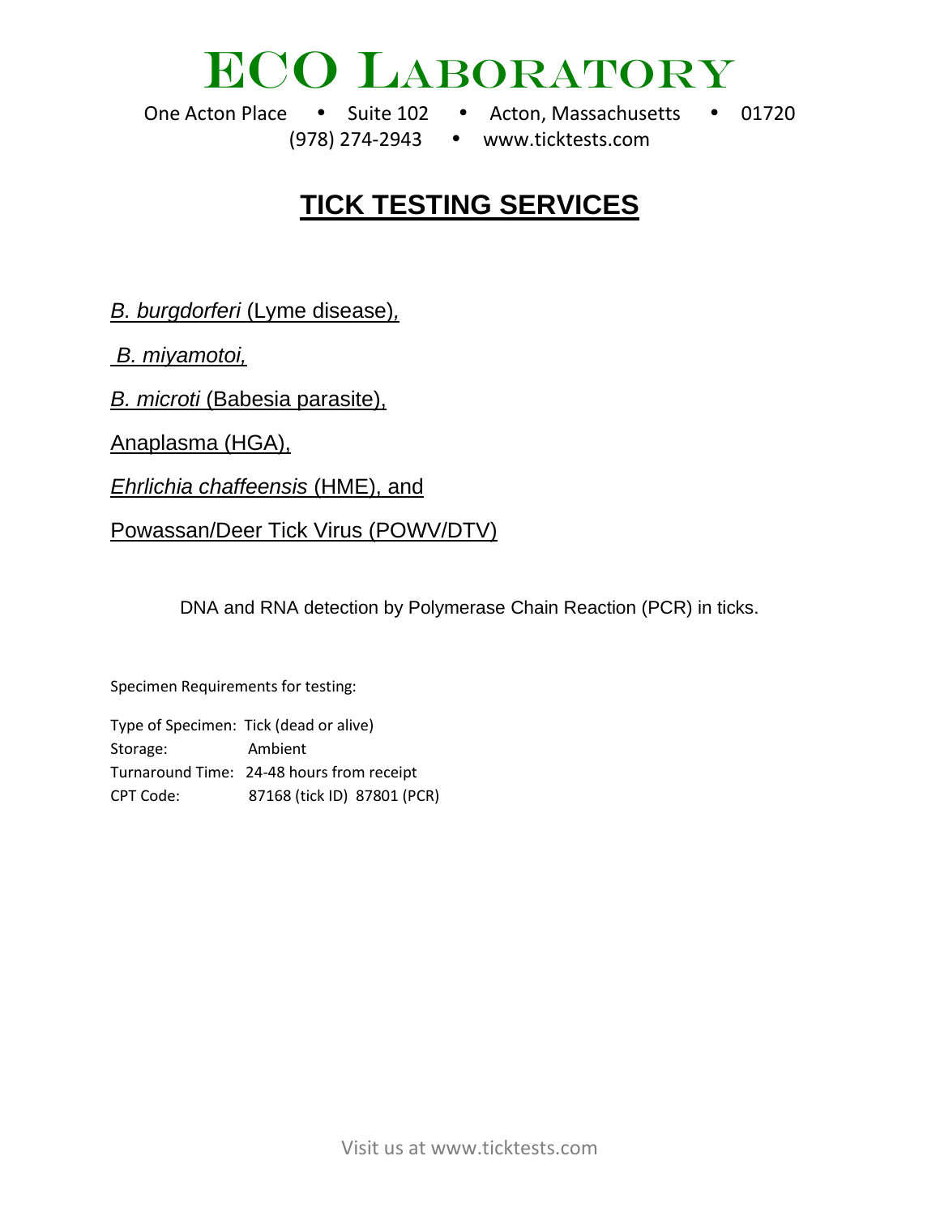# ECO LABORATORY

One Acton Place • Suite 102 • Acton, Massachusetts • 01720
(978) 274-2943 • www.ticktests.com

## TICK TESTING SERVICES

*B. burgdorferi* (Lyme disease),

*B. miyamotoi,*

*B. microti* (Babesia parasite),

Anaplasma (HGA),

*Ehrlichia chaffeensis* (HME), and

Powassan/Deer Tick Virus (POWV/DTV)

DNA and RNA detection by Polymerase Chain Reaction (PCR) in ticks.

Specimen Requirements for testing:

| | |
|---|---|
| Type of Specimen: | Tick (dead or alive) |
| Storage: | Ambient |
| Turnaround Time: | 24-48 hours from receipt |
| CPT Code: | 87168 (tick ID) 87801 (PCR) |

Visit us at www.ticktests.com